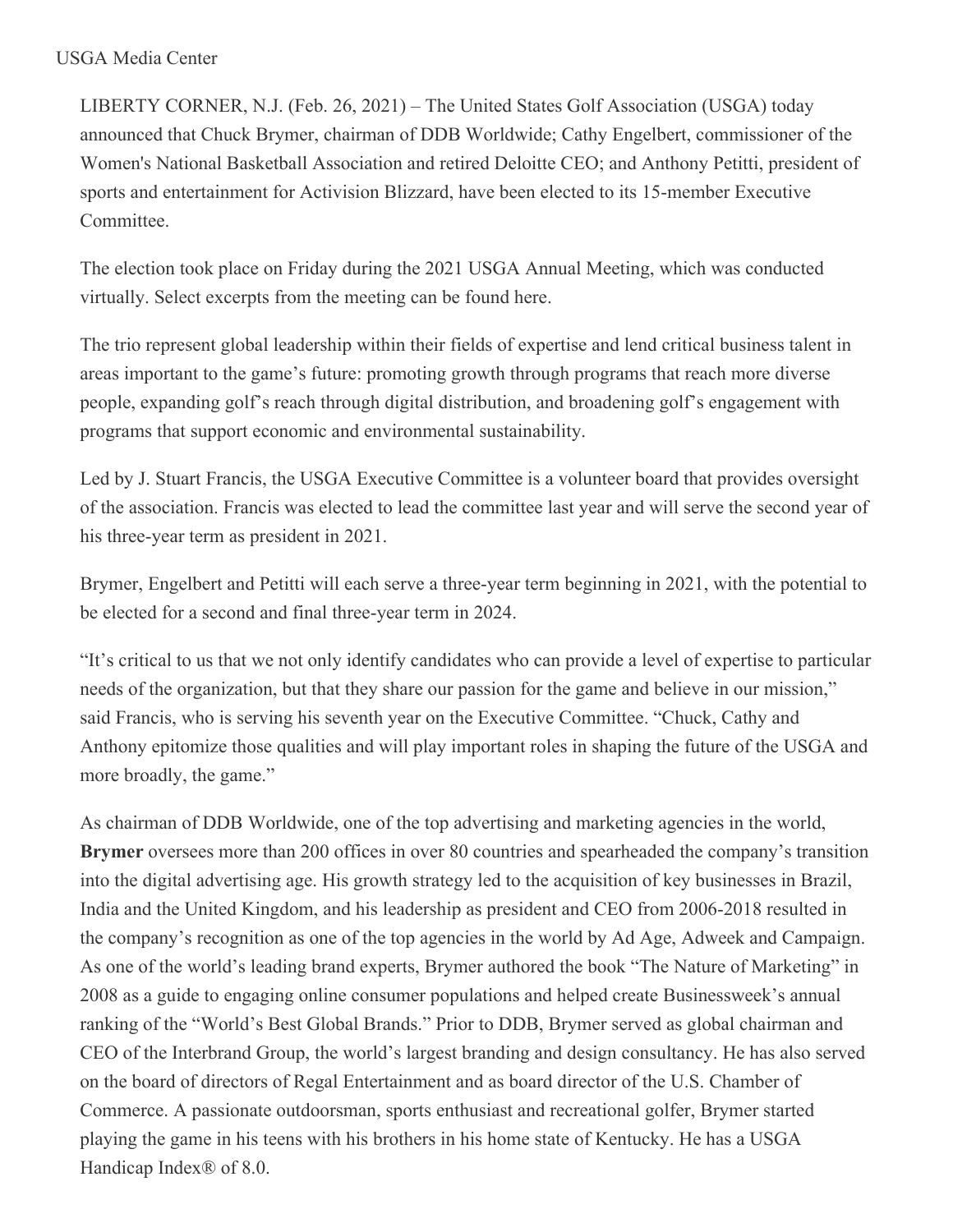USGA Media Center

LIBERTY CORNER, N.J. (Feb. 26, 2021) – The United States Golf Association (USGA) today announced that Chuck Brymer, chairman of DDB Worldwide; Cathy Engelbert, commissioner of the Women's National Basketball Association and retired Deloitte CEO; and Anthony Petitti, president of sports and entertainment for Activision Blizzard, have been elected to its 15-member Executive Committee.

The election took place on Friday during the 2021 USGA Annual Meeting, which was conducted virtually. Select excerpts from the meeting can be found here.

The trio represent global leadership within their fields of expertise and lend critical business talent in areas important to the game's future: promoting growth through programs that reach more diverse people, expanding golf's reach through digital distribution, and broadening golf's engagement with programs that support economic and environmental sustainability.

Led by J. Stuart Francis, the USGA Executive Committee is a volunteer board that provides oversight of the association. Francis was elected to lead the committee last year and will serve the second year of his three-year term as president in 2021.

Brymer, Engelbert and Petitti will each serve a three-year term beginning in 2021, with the potential to be elected for a second and final three-year term in 2024.

"It's critical to us that we not only identify candidates who can provide a level of expertise to particular needs of the organization, but that they share our passion for the game and believe in our mission," said Francis, who is serving his seventh year on the Executive Committee. "Chuck, Cathy and Anthony epitomize those qualities and will play important roles in shaping the future of the USGA and more broadly, the game."

As chairman of DDB Worldwide, one of the top advertising and marketing agencies in the world, **Brymer** oversees more than 200 offices in over 80 countries and spearheaded the company's transition into the digital advertising age. His growth strategy led to the acquisition of key businesses in Brazil, India and the United Kingdom, and his leadership as president and CEO from 2006-2018 resulted in the company's recognition as one of the top agencies in the world by Ad Age, Adweek and Campaign. As one of the world's leading brand experts, Brymer authored the book "The Nature of Marketing" in 2008 as a guide to engaging online consumer populations and helped create Businessweek's annual ranking of the "World's Best Global Brands." Prior to DDB, Brymer served as global chairman and CEO of the Interbrand Group, the world's largest branding and design consultancy. He has also served on the board of directors of Regal Entertainment and as board director of the U.S. Chamber of Commerce. A passionate outdoorsman, sports enthusiast and recreational golfer, Brymer started playing the game in his teens with his brothers in his home state of Kentucky. He has a USGA Handicap Index® of 8.0.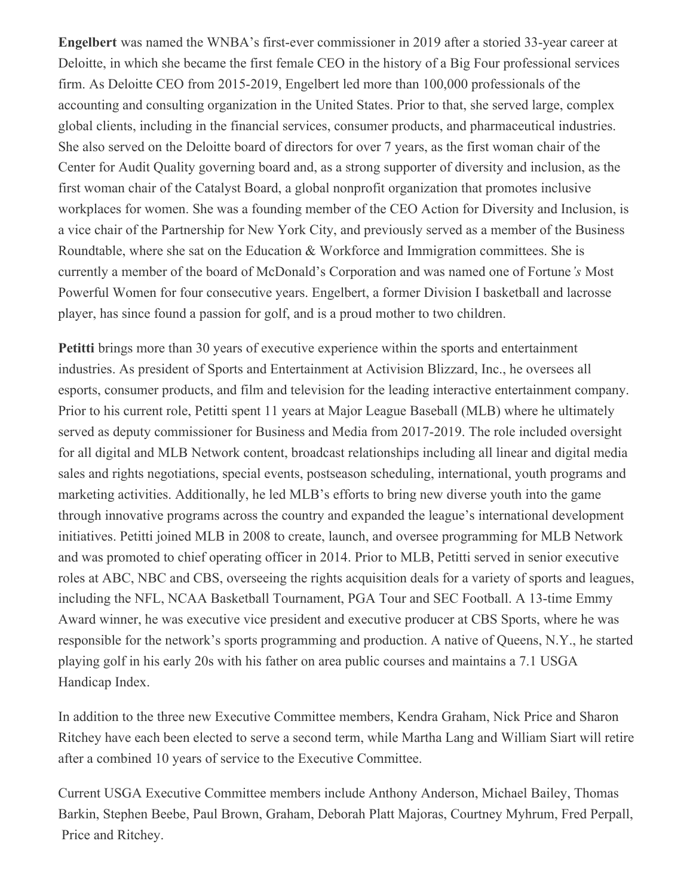**Engelbert** was named the WNBA's first-ever commissioner in 2019 after a storied 33-year career at Deloitte, in which she became the first female CEO in the history of a Big Four professional services firm. As Deloitte CEO from 2015-2019, Engelbert led more than 100,000 professionals of the accounting and consulting organization in the United States. Prior to that, she served large, complex global clients, including in the financial services, consumer products, and pharmaceutical industries. She also served on the Deloitte board of directors for over 7 years, as the first woman chair of the Center for Audit Quality governing board and, as a strong supporter of diversity and inclusion, as the first woman chair of the Catalyst Board, a global nonprofit organization that promotes inclusive workplaces for women. She was a founding member of the CEO Action for Diversity and Inclusion, is a vice chair of the Partnership for New York City, and previously served as a member of the Business Roundtable, where she sat on the Education & Workforce and Immigration committees. She is currently a member of the board of McDonald's Corporation and was named one of *Fortune's* Most Powerful Women for four consecutive years. Engelbert, a former Division I basketball and lacrosse player, has since found a passion for golf, and is a proud mother to two children.

**Petitti** brings more than 30 years of executive experience within the sports and entertainment industries. As president of Sports and Entertainment at Activision Blizzard, Inc., he oversees all esports, consumer products, and film and television for the leading interactive entertainment company. Prior to his current role, Petitti spent 11 years at Major League Baseball (MLB) where he ultimately served as deputy commissioner for Business and Media from 2017-2019. The role included oversight for all digital and MLB Network content, broadcast relationships including all linear and digital media sales and rights negotiations, special events, postseason scheduling, international, youth programs and marketing activities. Additionally, he led MLB's efforts to bring new diverse youth into the game through innovative programs across the country and expanded the league's international development initiatives. Petitti joined MLB in 2008 to create, launch, and oversee programming for MLB Network and was promoted to chief operating officer in 2014. Prior to MLB, Petitti served in senior executive roles at ABC, NBC and CBS, overseeing the rights acquisition deals for a variety of sports and leagues, including the NFL, NCAA Basketball Tournament, PGA Tour and SEC Football. A 13-time Emmy Award winner, he was executive vice president and executive producer at CBS Sports, where he was responsible for the network's sports programming and production. A native of Queens, N.Y., he started playing golf in his early 20s with his father on area public courses and maintains a 7.1 USGA Handicap Index.

In addition to the three new Executive Committee members, Kendra Graham, Nick Price and Sharon Ritchey have each been elected to serve a second term, while Martha Lang and William Siart will retire after a combined 10 years of service to the Executive Committee.

Current USGA Executive Committee members include Anthony Anderson, Michael Bailey, Thomas Barkin, Stephen Beebe, Paul Brown, Graham, Deborah Platt Majoras, Courtney Myhrum, Fred Perpall, Price and Ritchey.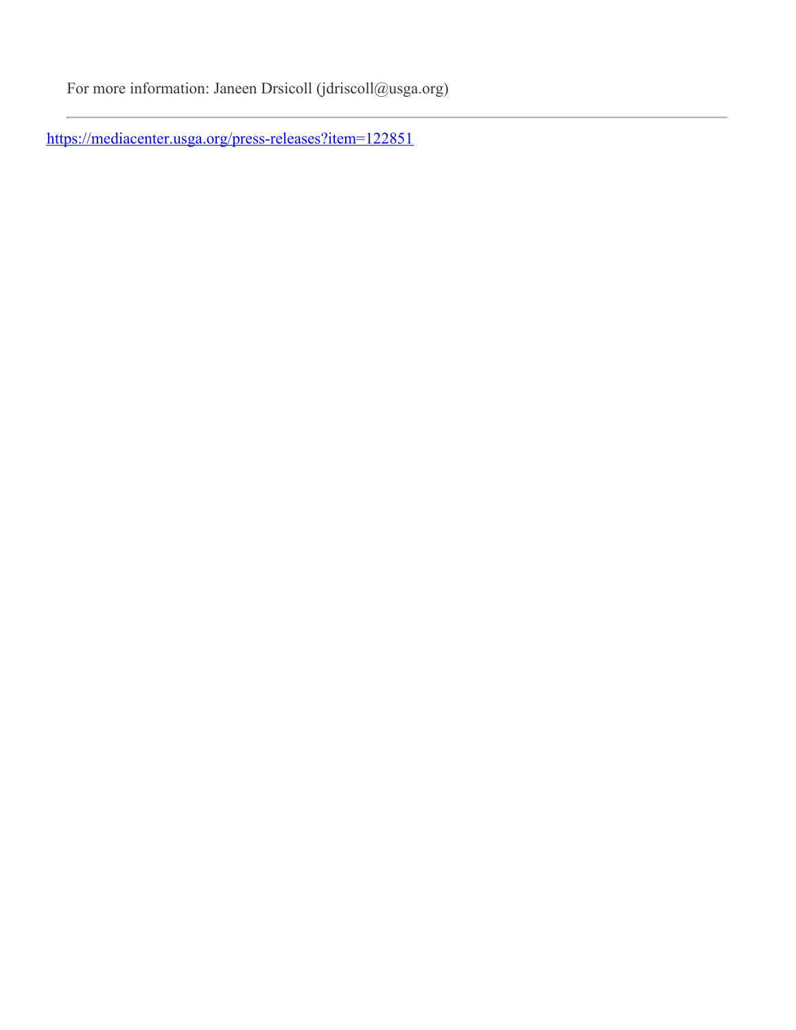For more information: Janeen Drsicoll (jdriscoll@usga.org)

---

https://mediacenter.usga.org/press-releases?item=122851